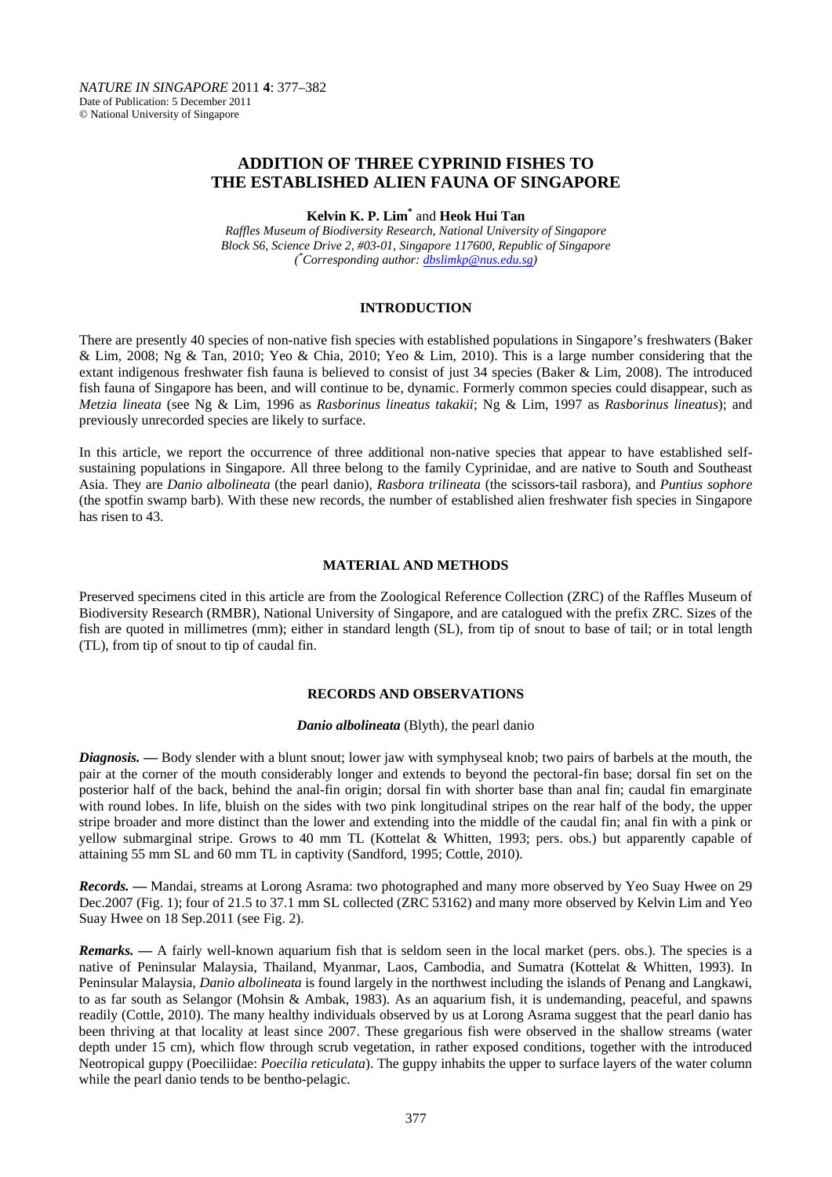# ADDITION OF THREE CYPRINID FISHES TO THE ESTABLISHED ALIEN FAUNA OF SINGAPORE

**Kelvin K. P. Lim**[*] and **Heok Hui Tan**

*Raffles Museum of Biodiversity Research, National University of Singapore*
*Block S6, Science Drive 2, #03-01, Singapore 117600, Republic of Singapore*
*([*]Corresponding author: dbslimkp@nus.edu.sg)*

## INTRODUCTION

There are presently 40 species of non-native fish species with established populations in Singapore's freshwaters (Baker & Lim, 2008; Ng & Tan, 2010; Yeo & Chia, 2010; Yeo & Lim, 2010). This is a large number considering that the extant indigenous freshwater fish fauna is believed to consist of just 34 species (Baker & Lim, 2008). The introduced fish fauna of Singapore has been, and will continue to be, dynamic. Formerly common species could disappear, such as *Metzia lineata* (see Ng & Lim, 1996 as *Rasborinus lineatus takakii*; Ng & Lim, 1997 as *Rasborinus lineatus*); and previously unrecorded species are likely to surface.

In this article, we report the occurrence of three additional non-native species that appear to have established self-sustaining populations in Singapore. All three belong to the family Cyprinidae, and are native to South and Southeast Asia. They are *Danio albolineata* (the pearl danio), *Rasbora trilineata* (the scissors-tail rasbora), and *Puntius sophore* (the spotfin swamp barb). With these new records, the number of established alien freshwater fish species in Singapore has risen to 43.

## MATERIAL AND METHODS

Preserved specimens cited in this article are from the Zoological Reference Collection (ZRC) of the Raffles Museum of Biodiversity Research (RMBR), National University of Singapore, and are catalogued with the prefix ZRC. Sizes of the fish are quoted in millimetres (mm); either in standard length (SL), from tip of snout to base of tail; or in total length (TL), from tip of snout to tip of caudal fin.

## RECORDS AND OBSERVATIONS

### *Danio albolineata* (Blyth), the pearl danio

***Diagnosis.* —** Body slender with a blunt snout; lower jaw with symphyseal knob; two pairs of barbels at the mouth, the pair at the corner of the mouth considerably longer and extends to beyond the pectoral-fin base; dorsal fin set on the posterior half of the back, behind the anal-fin origin; dorsal fin with shorter base than anal fin; caudal fin emarginate with round lobes. In life, bluish on the sides with two pink longitudinal stripes on the rear half of the body, the upper stripe broader and more distinct than the lower and extending into the middle of the caudal fin; anal fin with a pink or yellow submarginal stripe. Grows to 40 mm TL (Kottelat & Whitten, 1993; pers. obs.) but apparently capable of attaining 55 mm SL and 60 mm TL in captivity (Sandford, 1995; Cottle, 2010).

***Records.* —** Mandai, streams at Lorong Asrama: two photographed and many more observed by Yeo Suay Hwee on 29 Dec.2007 (Fig. 1); four of 21.5 to 37.1 mm SL collected (ZRC 53162) and many more observed by Kelvin Lim and Yeo Suay Hwee on 18 Sep.2011 (see Fig. 2).

***Remarks.* —** A fairly well-known aquarium fish that is seldom seen in the local market (pers. obs.). The species is a native of Peninsular Malaysia, Thailand, Myanmar, Laos, Cambodia, and Sumatra (Kottelat & Whitten, 1993). In Peninsular Malaysia, *Danio albolineata* is found largely in the northwest including the islands of Penang and Langkawi, to as far south as Selangor (Mohsin & Ambak, 1983). As an aquarium fish, it is undemanding, peaceful, and spawns readily (Cottle, 2010). The many healthy individuals observed by us at Lorong Asrama suggest that the pearl danio has been thriving at that locality at least since 2007. These gregarious fish were observed in the shallow streams (water depth under 15 cm), which flow through scrub vegetation, in rather exposed conditions, together with the introduced Neotropical guppy (Poeciliidae: *Poecilia reticulata*). The guppy inhabits the upper to surface layers of the water column while the pearl danio tends to be bentho-pelagic.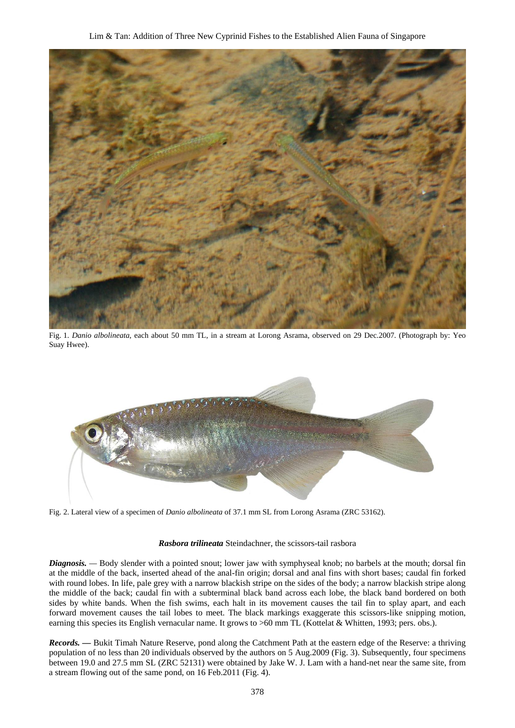Fig. 1. *Danio albolineata*, each about 50 mm TL, in a stream at Lorong Asrama, observed on 29 Dec.2007. (Photograph by: Yeo Suay Hwee).

Fig. 2. Lateral view of a specimen of *Danio albolineata* of 37.1 mm SL from Lorong Asrama (ZRC 53162).

### ***Rasbora trilineata*** Steindachner, the scissors-tail rasbora

***Diagnosis.*** — Body slender with a pointed snout; lower jaw with symphyseal knob; no barbels at the mouth; dorsal fin at the middle of the back, inserted ahead of the anal-fin origin; dorsal and anal fins with short bases; caudal fin forked with round lobes. In life, pale grey with a narrow blackish stripe on the sides of the body; a narrow blackish stripe along the middle of the back; caudal fin with a subterminal black band across each lobe, the black band bordered on both sides by white bands. When the fish swims, each halt in its movement causes the tail fin to splay apart, and each forward movement causes the tail lobes to meet. The black markings exaggerate this scissors-like snipping motion, earning this species its English vernacular name. It grows to >60 mm TL (Kottelat & Whitten, 1993; pers. obs.).

***Records. —*** Bukit Timah Nature Reserve, pond along the Catchment Path at the eastern edge of the Reserve: a thriving population of no less than 20 individuals observed by the authors on 5 Aug.2009 (Fig. 3). Subsequently, four specimens between 19.0 and 27.5 mm SL (ZRC 52131) were obtained by Jake W. J. Lam with a hand-net near the same site, from a stream flowing out of the same pond, on 16 Feb.2011 (Fig. 4).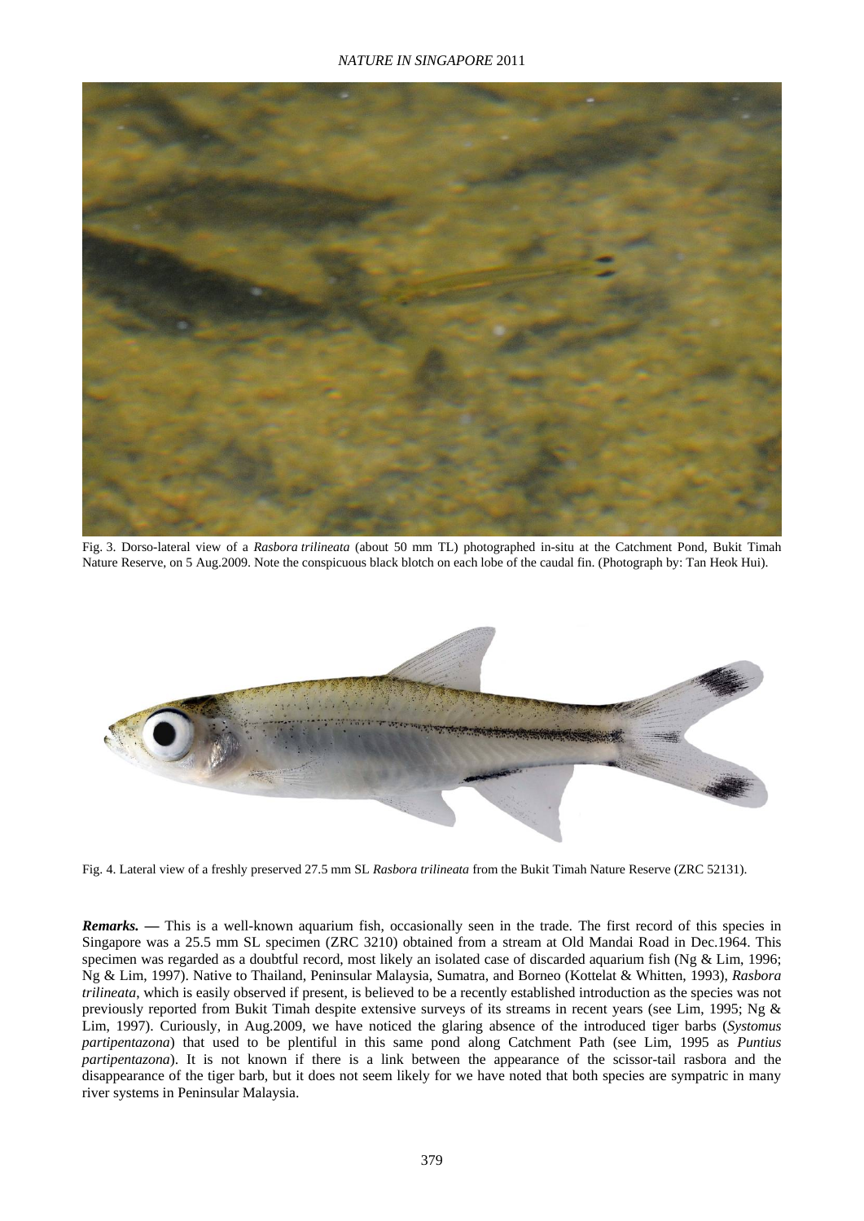Fig. 3. Dorso-lateral view of a *Rasbora trilineata* (about 50 mm TL) photographed in-situ at the Catchment Pond, Bukit Timah Nature Reserve, on 5 Aug.2009. Note the conspicuous black blotch on each lobe of the caudal fin. (Photograph by: Tan Heok Hui).

Fig. 4. Lateral view of a freshly preserved 27.5 mm SL *Rasbora trilineata* from the Bukit Timah Nature Reserve (ZRC 52131).

***Remarks.* —** This is a well-known aquarium fish, occasionally seen in the trade. The first record of this species in Singapore was a 25.5 mm SL specimen (ZRC 3210) obtained from a stream at Old Mandai Road in Dec.1964. This specimen was regarded as a doubtful record, most likely an isolated case of discarded aquarium fish (Ng & Lim, 1996; Ng & Lim, 1997). Native to Thailand, Peninsular Malaysia, Sumatra, and Borneo (Kottelat & Whitten, 1993), *Rasbora trilineata*, which is easily observed if present, is believed to be a recently established introduction as the species was not previously reported from Bukit Timah despite extensive surveys of its streams in recent years (see Lim, 1995; Ng & Lim, 1997). Curiously, in Aug.2009, we have noticed the glaring absence of the introduced tiger barbs (*Systomus partipentazona*) that used to be plentiful in this same pond along Catchment Path (see Lim, 1995 as *Puntius partipentazona*). It is not known if there is a link between the appearance of the scissor-tail rasbora and the disappearance of the tiger barb, but it does not seem likely for we have noted that both species are sympatric in many river systems in Peninsular Malaysia.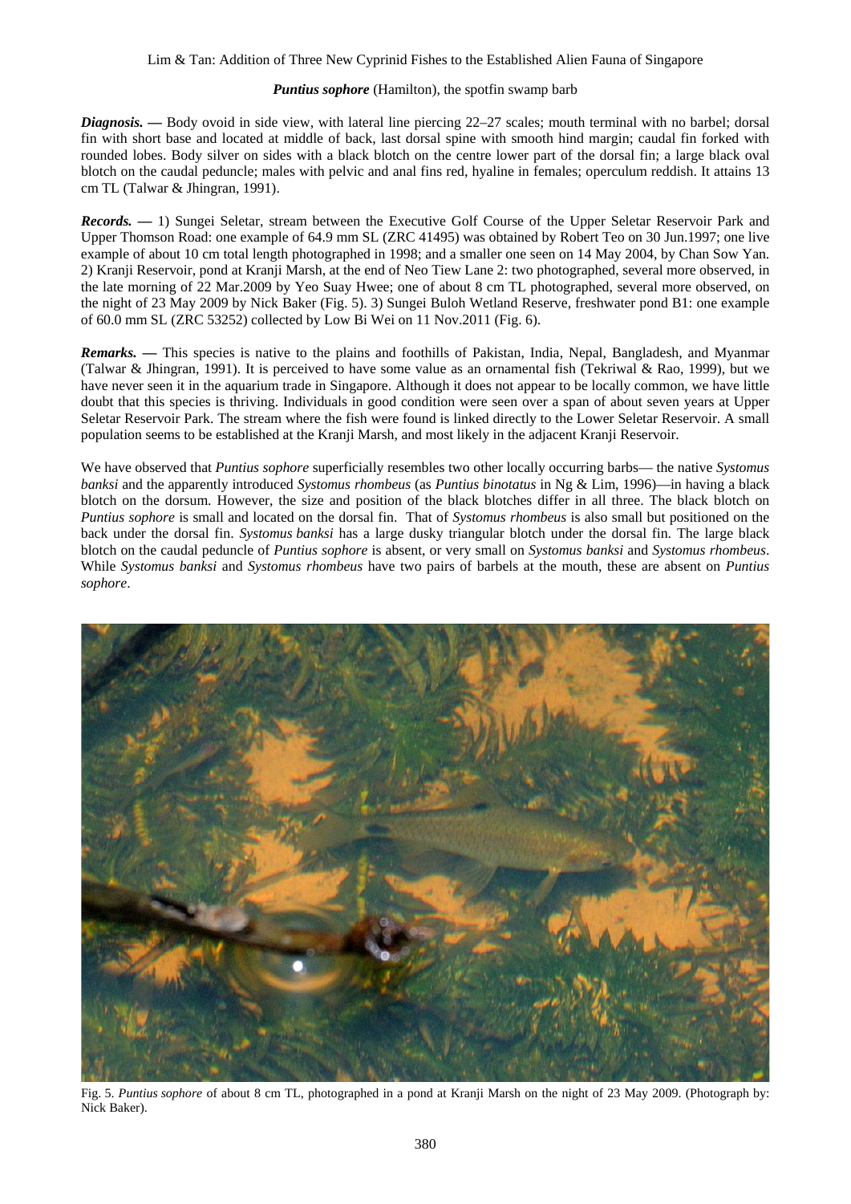***Puntius sophore*** **(Hamilton), the spotfin swamp barb**

***Diagnosis. —*** Body ovoid in side view, with lateral line piercing 22–27 scales; mouth terminal with no barbel; dorsal fin with short base and located at middle of back, last dorsal spine with smooth hind margin; caudal fin forked with rounded lobes. Body silver on sides with a black blotch on the centre lower part of the dorsal fin; a large black oval blotch on the caudal peduncle; males with pelvic and anal fins red, hyaline in females; operculum reddish. It attains 13 cm TL (Talwar & Jhingran, 1991).

***Records. —*** 1) Sungei Seletar, stream between the Executive Golf Course of the Upper Seletar Reservoir Park and Upper Thomson Road: one example of 64.9 mm SL (ZRC 41495) was obtained by Robert Teo on 30 Jun.1997; one live example of about 10 cm total length photographed in 1998; and a smaller one seen on 14 May 2004, by Chan Sow Yan. 2) Kranji Reservoir, pond at Kranji Marsh, at the end of Neo Tiew Lane 2: two photographed, several more observed, in the late morning of 22 Mar.2009 by Yeo Suay Hwee; one of about 8 cm TL photographed, several more observed, on the night of 23 May 2009 by Nick Baker (Fig. 5). 3) Sungei Buloh Wetland Reserve, freshwater pond B1: one example of 60.0 mm SL (ZRC 53252) collected by Low Bi Wei on 11 Nov.2011 (Fig. 6).

***Remarks. —*** This species is native to the plains and foothills of Pakistan, India, Nepal, Bangladesh, and Myanmar (Talwar & Jhingran, 1991). It is perceived to have some value as an ornamental fish (Tekriwal & Rao, 1999), but we have never seen it in the aquarium trade in Singapore. Although it does not appear to be locally common, we have little doubt that this species is thriving. Individuals in good condition were seen over a span of about seven years at Upper Seletar Reservoir Park. The stream where the fish were found is linked directly to the Lower Seletar Reservoir. A small population seems to be established at the Kranji Marsh, and most likely in the adjacent Kranji Reservoir.

We have observed that *Puntius sophore* superficially resembles two other locally occurring barbs— the native *Systomus banksi* and the apparently introduced *Systomus rhombeus* (as *Puntius binotatus* in Ng & Lim, 1996)—in having a black blotch on the dorsum. However, the size and position of the black blotches differ in all three. The black blotch on *Puntius sophore* is small and located on the dorsal fin. That of *Systomus rhombeus* is also small but positioned on the back under the dorsal fin. *Systomus banksi* has a large dusky triangular blotch under the dorsal fin. The large black blotch on the caudal peduncle of *Puntius sophore* is absent, or very small on *Systomus banksi* and *Systomus rhombeus*. While *Systomus banksi* and *Systomus rhombeus* have two pairs of barbels at the mouth, these are absent on *Puntius sophore*.

Fig. 5. *Puntius sophore* of about 8 cm TL, photographed in a pond at Kranji Marsh on the night of 23 May 2009. (Photograph by: Nick Baker).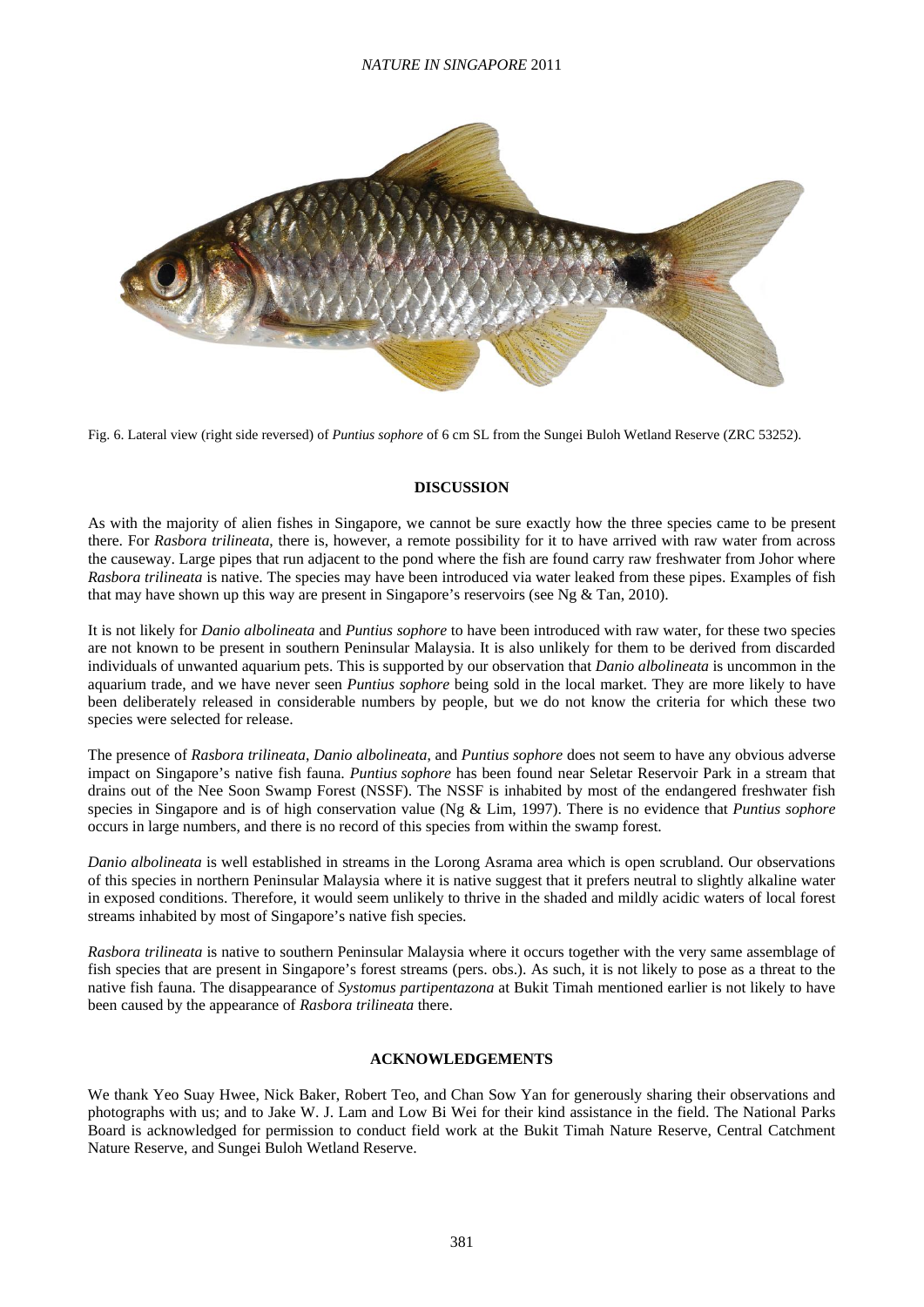Fig. 6. Lateral view (right side reversed) of *Puntius sophore* of 6 cm SL from the Sungei Buloh Wetland Reserve (ZRC 53252).

## DISCUSSION

As with the majority of alien fishes in Singapore, we cannot be sure exactly how the three species came to be present there. For *Rasbora trilineata*, there is, however, a remote possibility for it to have arrived with raw water from across the causeway. Large pipes that run adjacent to the pond where the fish are found carry raw freshwater from Johor where *Rasbora trilineata* is native. The species may have been introduced via water leaked from these pipes. Examples of fish that may have shown up this way are present in Singapore's reservoirs (see Ng & Tan, 2010).

It is not likely for *Danio albolineata* and *Puntius sophore* to have been introduced with raw water, for these two species are not known to be present in southern Peninsular Malaysia. It is also unlikely for them to be derived from discarded individuals of unwanted aquarium pets. This is supported by our observation that *Danio albolineata* is uncommon in the aquarium trade, and we have never seen *Puntius sophore* being sold in the local market. They are more likely to have been deliberately released in considerable numbers by people, but we do not know the criteria for which these two species were selected for release.

The presence of *Rasbora trilineata*, *Danio albolineata*, and *Puntius sophore* does not seem to have any obvious adverse impact on Singapore's native fish fauna. *Puntius sophore* has been found near Seletar Reservoir Park in a stream that drains out of the Nee Soon Swamp Forest (NSSF). The NSSF is inhabited by most of the endangered freshwater fish species in Singapore and is of high conservation value (Ng & Lim, 1997). There is no evidence that *Puntius sophore* occurs in large numbers, and there is no record of this species from within the swamp forest.

*Danio albolineata* is well established in streams in the Lorong Asrama area which is open scrubland. Our observations of this species in northern Peninsular Malaysia where it is native suggest that it prefers neutral to slightly alkaline water in exposed conditions. Therefore, it would seem unlikely to thrive in the shaded and mildly acidic waters of local forest streams inhabited by most of Singapore's native fish species.

*Rasbora trilineata* is native to southern Peninsular Malaysia where it occurs together with the very same assemblage of fish species that are present in Singapore's forest streams (pers. obs.). As such, it is not likely to pose as a threat to the native fish fauna. The disappearance of *Systomus partipentazona* at Bukit Timah mentioned earlier is not likely to have been caused by the appearance of *Rasbora trilineata* there.

## ACKNOWLEDGEMENTS

We thank Yeo Suay Hwee, Nick Baker, Robert Teo, and Chan Sow Yan for generously sharing their observations and photographs with us; and to Jake W. J. Lam and Low Bi Wei for their kind assistance in the field. The National Parks Board is acknowledged for permission to conduct field work at the Bukit Timah Nature Reserve, Central Catchment Nature Reserve, and Sungei Buloh Wetland Reserve.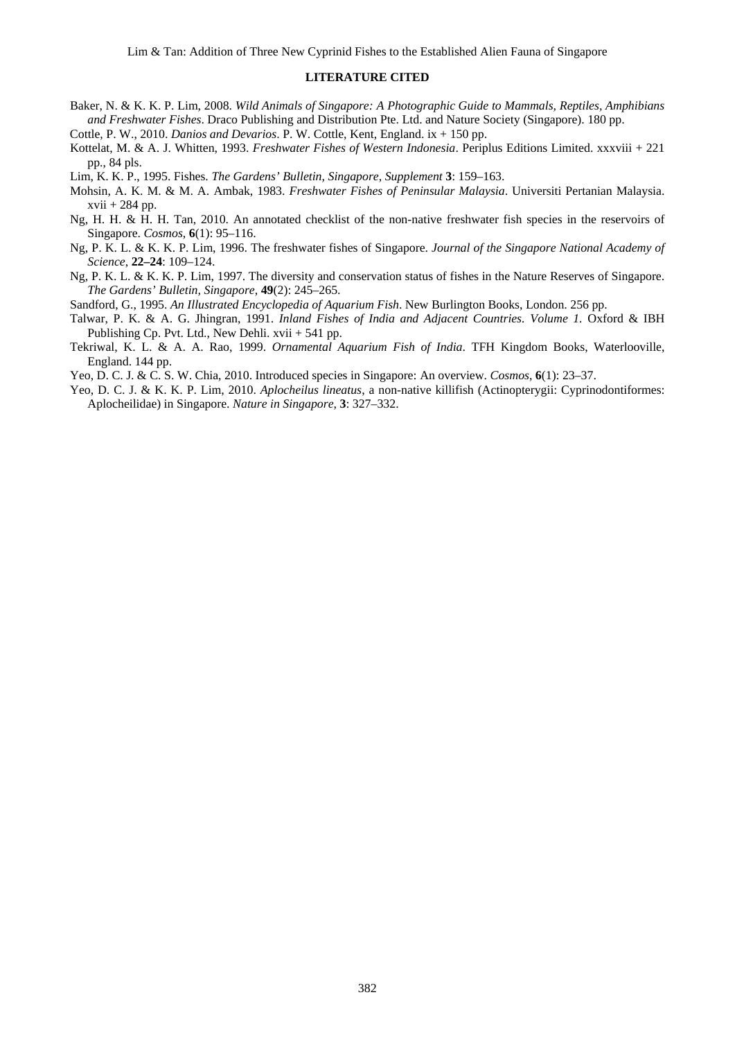## LITERATURE CITED

Baker, N. & K. K. P. Lim, 2008. *Wild Animals of Singapore: A Photographic Guide to Mammals, Reptiles, Amphibians and Freshwater Fishes*. Draco Publishing and Distribution Pte. Ltd. and Nature Society (Singapore). 180 pp.

Cottle, P. W., 2010. *Danios and Devarios*. P. W. Cottle, Kent, England. ix + 150 pp.

Kottelat, M. & A. J. Whitten, 1993. *Freshwater Fishes of Western Indonesia*. Periplus Editions Limited. xxxviii + 221 pp., 84 pls.

Lim, K. K. P., 1995. Fishes. *The Gardens' Bulletin, Singapore, Supplement* **3**: 159–163.

Mohsin, A. K. M. & M. A. Ambak, 1983. *Freshwater Fishes of Peninsular Malaysia*. Universiti Pertanian Malaysia. xvii + 284 pp.

Ng, H. H. & H. H. Tan, 2010. An annotated checklist of the non-native freshwater fish species in the reservoirs of Singapore. *Cosmos*, **6**(1): 95–116.

Ng, P. K. L. & K. K. P. Lim, 1996. The freshwater fishes of Singapore. *Journal of the Singapore National Academy of Science*, **22–24**: 109–124.

Ng, P. K. L. & K. K. P. Lim, 1997. The diversity and conservation status of fishes in the Nature Reserves of Singapore. *The Gardens' Bulletin, Singapore*, **49**(2): 245–265.

Sandford, G., 1995. *An Illustrated Encyclopedia of Aquarium Fish*. New Burlington Books, London. 256 pp.

Talwar, P. K. & A. G. Jhingran, 1991. *Inland Fishes of India and Adjacent Countries. Volume 1*. Oxford & IBH Publishing Cp. Pvt. Ltd., New Dehli. xvii + 541 pp.

Tekriwal, K. L. & A. A. Rao, 1999. *Ornamental Aquarium Fish of India*. TFH Kingdom Books, Waterlooville, England. 144 pp.

Yeo, D. C. J. & C. S. W. Chia, 2010. Introduced species in Singapore: An overview. *Cosmos*, **6**(1): 23–37.

Yeo, D. C. J. & K. K. P. Lim, 2010. *Aplocheilus lineatus*, a non-native killifish (Actinopterygii: Cyprinodontiformes: Aplocheilidae) in Singapore. *Nature in Singapore*, **3**: 327–332.